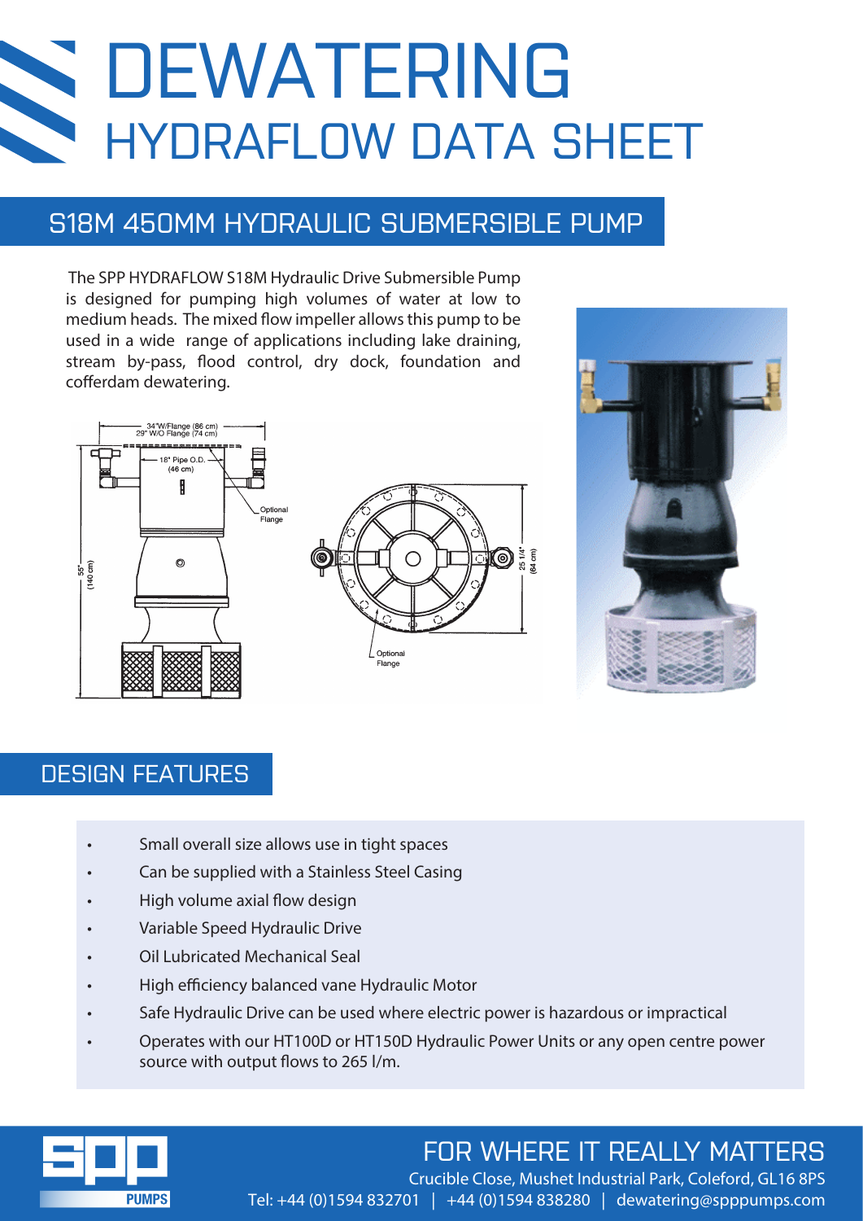# DEWATERING

## HYDRAFLOW DATA SHEET

## S18M 450MM HYDRAULIC SUBMERSIBLE PUMP

The SPP HYDRAFLOW S18M Hydraulic Drive Submersible Pump is designed for pumping high volumes of water at low to medium heads. The mixed flow impeller allows this pump to be used in a wide range of applications including lake draining, stream by-pass, flood control, dry dock, foundation and cofferdam dewatering.

34"W/Flange (86 cm)
29" W/O Flange (74 cm)

18" Pipe O.D. (46 cm)

Optional Flange

55" (140 cm)

25 1/4" (64 cm)

Optional Flange

## DESIGN FEATURES

- Small overall size allows use in tight spaces
- Can be supplied with a Stainless Steel Casing
- High volume axial flow design
- Variable Speed Hydraulic Drive
- Oil Lubricated Mechanical Seal
- High efficiency balanced vane Hydraulic Motor
- Safe Hydraulic Drive can be used where electric power is hazardous or impractical
- Operates with our HT100D or HT150D Hydraulic Power Units or any open centre power source with output flows to 265 l/m.

SPP PUMPS

FOR WHERE IT REALLY MATTERS

Crucible Close, Mushet Industrial Park, Coleford, GL16 8PS

Tel: +44 (0)1594 832701 | +44 (0)1594 838280 | dewatering@spppumps.com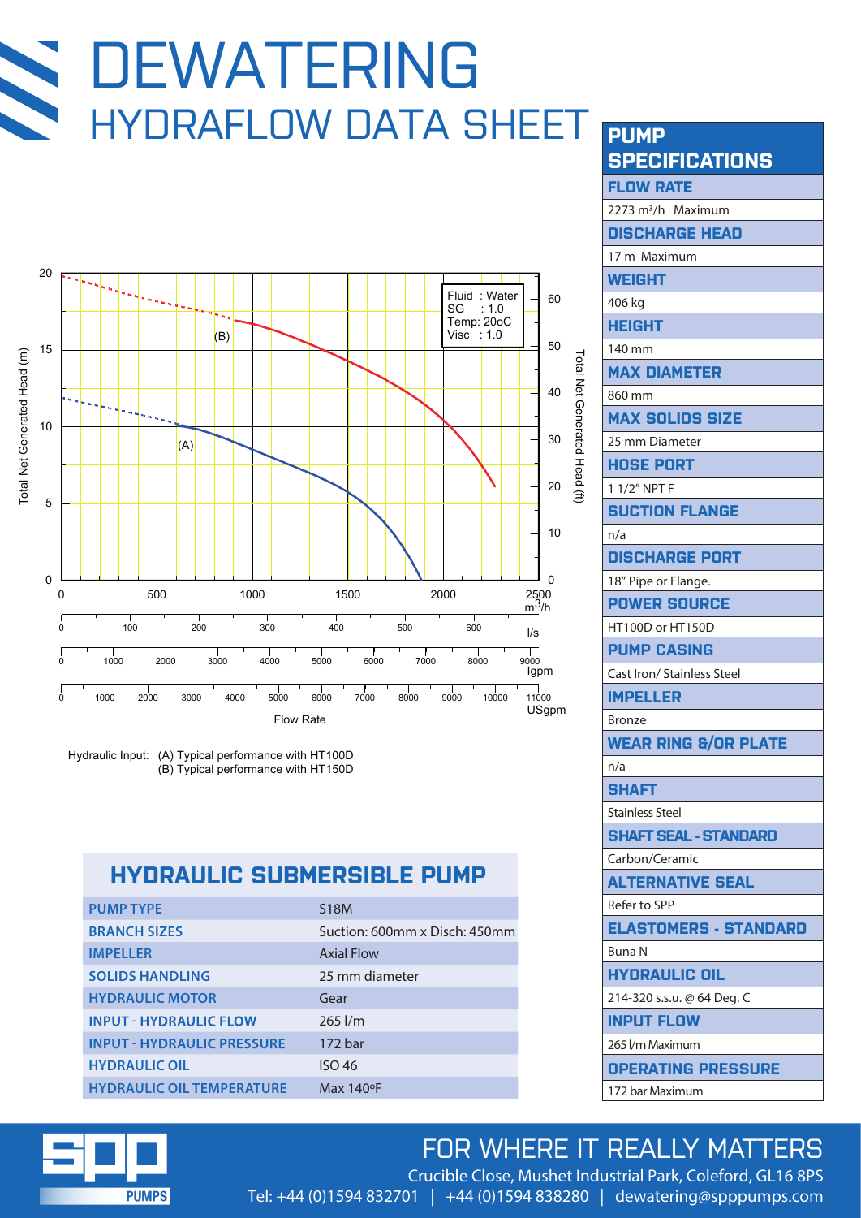# DEWATERING

## HYDRAFLOW DATA SHEET

Total Net Generated Head (m)

20
15
10
5
0

Total Net Generated Head (ft)

60
50
40
30
20
10
0

(B)
(A)

Fluid : Water
SG : 1.0
Temp: 20oC
Visc : 1.0

0 500 1000 1500 2000 2500 $m^3/h$

0 100 200 300 400 500 600 l/s

0 1000 2000 3000 4000 5000 6000 7000 8000 9000 Igpm

0 1000 2000 3000 4000 5000 6000 7000 8000 9000 10000 11000 USgpm

Flow Rate

Hydraulic Input: (A) Typical performance with HT100D
(B) Typical performance with HT150D

## HYDRAULIC SUBMERSIBLE PUMP

| | |
|---|---|
| PUMP TYPE | S18M |
| BRANCH SIZES | Suction: 600mm x Disch: 450mm |
| IMPELLER | Axial Flow |
| SOLIDS HANDLING | 25 mm diameter |
| HYDRAULIC MOTOR | Gear |
| INPUT - HYDRAULIC FLOW | 265 l/m |
| INPUT - HYDRAULIC PRESSURE | 172 bar |
| HYDRAULIC OIL | ISO 46 |
| HYDRAULIC OIL TEMPERATURE | Max 140ºF |

## PUMP SPECIFICATIONS

**FLOW RATE**
2273 $m^3/h$ Maximum

**DISCHARGE HEAD**
17 m Maximum

**WEIGHT**
406 kg

**HEIGHT**
140 mm

**MAX DIAMETER**
860 mm

**MAX SOLIDS SIZE**
25 mm Diameter

**HOSE PORT**
1 1/2" NPT F

**SUCTION FLANGE**
n/a

**DISCHARGE PORT**
18" Pipe or Flange.

**POWER SOURCE**
HT100D or HT150D

**PUMP CASING**
Cast Iron/ Stainless Steel

**IMPELLER**
Bronze

**WEAR RING &/OR PLATE**
n/a

**SHAFT**
Stainless Steel

**SHAFT SEAL - STANDARD**
Carbon/Ceramic

**ALTERNATIVE SEAL**
Refer to SPP

**ELASTOMERS - STANDARD**
Buna N

**HYDRAULIC OIL**
214-320 s.s.u. @ 64 Deg. C

**INPUT FLOW**
265 l/m Maximum

**OPERATING PRESSURE**
172 bar Maximum

SPP PUMPS

FOR WHERE IT REALLY MATTERS

Crucible Close, Mushet Industrial Park, Coleford, GL16 8PS
Tel: +44 (0)1594 832701 | +44 (0)1594 838280 | dewatering@spppumps.com